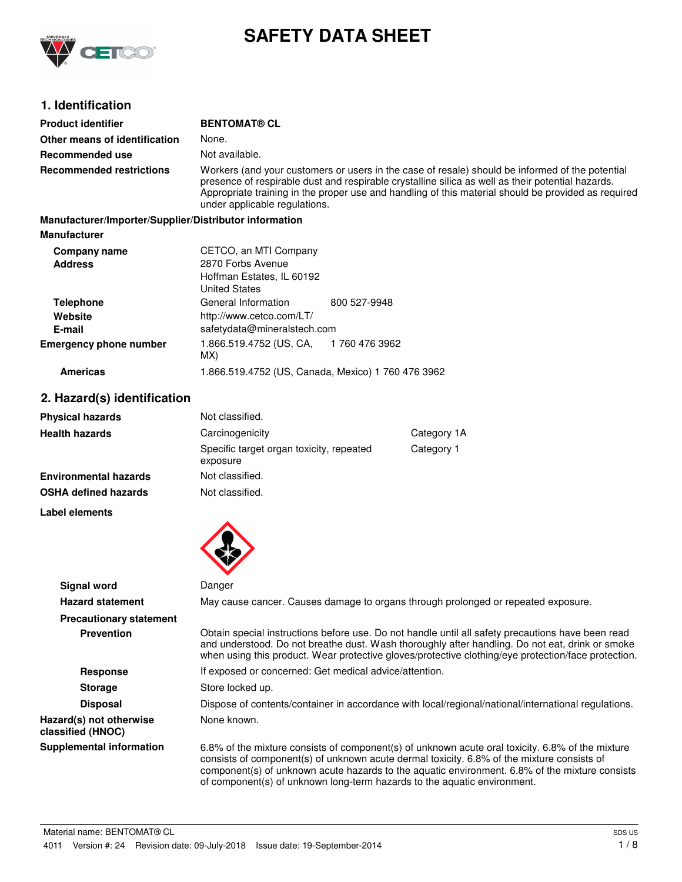# SAFETY DATA SHEET

## 1. Identification

| | |
|---|---|
| **Product identifier** | **BENTOMAT® CL** |
| **Other means of identification** | None. |
| **Recommended use** | Not available. |
| **Recommended restrictions** | Workers (and your customers or users in the case of resale) should be informed of the potential presence of respirable dust and respirable crystalline silica as well as their potential hazards. Appropriate training in the proper use and handling of this material should be provided as required under applicable regulations. |

**Manufacturer/Importer/Supplier/Distributor information**

**Manufacturer**

| | | |
|---|---|---|
| **Company name** | CETCO, an MTI Company | |
| **Address** | 2870 Forbs Avenue<br>Hoffman Estates, IL 60192<br>United States | |
| **Telephone** | General Information | 800 527-9948 |
| **Website** | http://www.cetco.com/LT/ | |
| **E-mail** | safetydata@mineralstech.com | |
| **Emergency phone number** | 1.866.519.4752 (US, CA, MX) | 1 760 476 3962 |
| **Americas** | 1.866.519.4752 (US, Canada, Mexico) 1 760 476 3962 | |

## 2. Hazard(s) identification

| | | |
|---|---|---|
| **Physical hazards** | Not classified. | |
| **Health hazards** | Carcinogenicity | Category 1A |
| | Specific target organ toxicity, repeated exposure | Category 1 |
| **Environmental hazards** | Not classified. | |
| **OSHA defined hazards** | Not classified. | |

**Label elements**

| | |
|---|---|
| **Signal word** | Danger |
| **Hazard statement** | May cause cancer. Causes damage to organs through prolonged or repeated exposure. |

**Precautionary statement**

| | |
|---|---|
| **Prevention** | Obtain special instructions before use. Do not handle until all safety precautions have been read and understood. Do not breathe dust. Wash thoroughly after handling. Do not eat, drink or smoke when using this product. Wear protective gloves/protective clothing/eye protection/face protection. |
| **Response** | If exposed or concerned: Get medical advice/attention. |
| **Storage** | Store locked up. |
| **Disposal** | Dispose of contents/container in accordance with local/regional/national/international regulations. |
| **Hazard(s) not otherwise classified (HNOC)** | None known. |
| **Supplemental information** | 6.8% of the mixture consists of component(s) of unknown acute oral toxicity. 6.8% of the mixture consists of component(s) of unknown acute dermal toxicity. 6.8% of the mixture consists of component(s) of unknown acute hazards to the aquatic environment. 6.8% of the mixture consists of component(s) of unknown long-term hazards to the aquatic environment. |

Material name: BENTOMAT® CL

4011 Version #: 24 Revision date: 09-July-2018 Issue date: 19-September-2014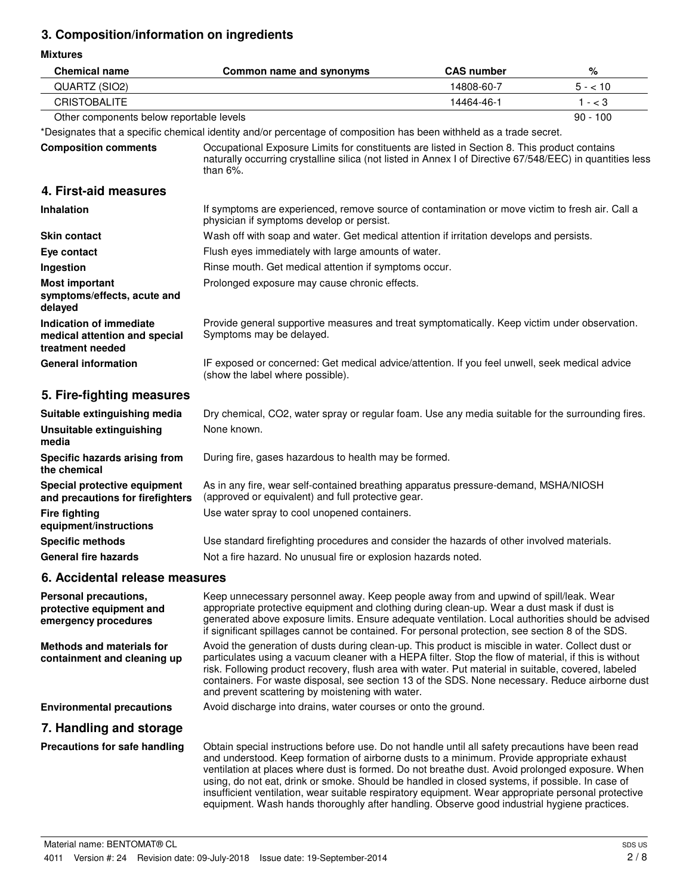## 3. Composition/information on ingredients

**Mixtures**

| Chemical name | Common name and synonyms | CAS number | % |
|---|---|---|---|
| QUARTZ (SIO2) | | 14808-60-7 | 5 - < 10 |
| CRISTOBALITE | | 14464-46-1 | 1 - < 3 |
| Other components below reportable levels | | | 90 - 100 |

*Designates that a specific chemical identity and/or percentage of composition has been withheld as a trade secret.

**Composition comments** Occupational Exposure Limits for constituents are listed in Section 8. This product contains naturally occurring crystalline silica (not listed in Annex I of Directive 67/548/EEC) in quantities less than 6%.

## 4. First-aid measures

**Inhalation** If symptoms are experienced, remove source of contamination or move victim to fresh air. Call a physician if symptoms develop or persist.

**Skin contact** Wash off with soap and water. Get medical attention if irritation develops and persists.

**Eye contact** Flush eyes immediately with large amounts of water.

**Ingestion** Rinse mouth. Get medical attention if symptoms occur.

**Most important symptoms/effects, acute and delayed** Prolonged exposure may cause chronic effects.

**Indication of immediate medical attention and special treatment needed** Provide general supportive measures and treat symptomatically. Keep victim under observation. Symptoms may be delayed.

**General information** IF exposed or concerned: Get medical advice/attention. If you feel unwell, seek medical advice (show the label where possible).

## 5. Fire-fighting measures

**Suitable extinguishing media** Dry chemical, CO2, water spray or regular foam. Use any media suitable for the surrounding fires.

**Unsuitable extinguishing media** None known.

**Specific hazards arising from the chemical** During fire, gases hazardous to health may be formed.

**Special protective equipment and precautions for firefighters** As in any fire, wear self-contained breathing apparatus pressure-demand, MSHA/NIOSH (approved or equivalent) and full protective gear.

**Fire fighting equipment/instructions** Use water spray to cool unopened containers.

**Specific methods** Use standard firefighting procedures and consider the hazards of other involved materials.

**General fire hazards** Not a fire hazard. No unusual fire or explosion hazards noted.

## 6. Accidental release measures

**Personal precautions, protective equipment and emergency procedures** Keep unnecessary personnel away. Keep people away from and upwind of spill/leak. Wear appropriate protective equipment and clothing during clean-up. Wear a dust mask if dust is generated above exposure limits. Ensure adequate ventilation. Local authorities should be advised if significant spillages cannot be contained. For personal protection, see section 8 of the SDS.

**Methods and materials for containment and cleaning up** Avoid the generation of dusts during clean-up. This product is miscible in water. Collect dust or particulates using a vacuum cleaner with a HEPA filter. Stop the flow of material, if this is without risk. Following product recovery, flush area with water. Put material in suitable, covered, labeled containers. For waste disposal, see section 13 of the SDS. None necessary. Reduce airborne dust and prevent scattering by moistening with water.

**Environmental precautions** Avoid discharge into drains, water courses or onto the ground.

## 7. Handling and storage

**Precautions for safe handling** Obtain special instructions before use. Do not handle until all safety precautions have been read and understood. Keep formation of airborne dusts to a minimum. Provide appropriate exhaust ventilation at places where dust is formed. Do not breathe dust. Avoid prolonged exposure. When using, do not eat, drink or smoke. Should be handled in closed systems, if possible. In case of insufficient ventilation, wear suitable respiratory equipment. Wear appropriate personal protective equipment. Wash hands thoroughly after handling. Observe good industrial hygiene practices.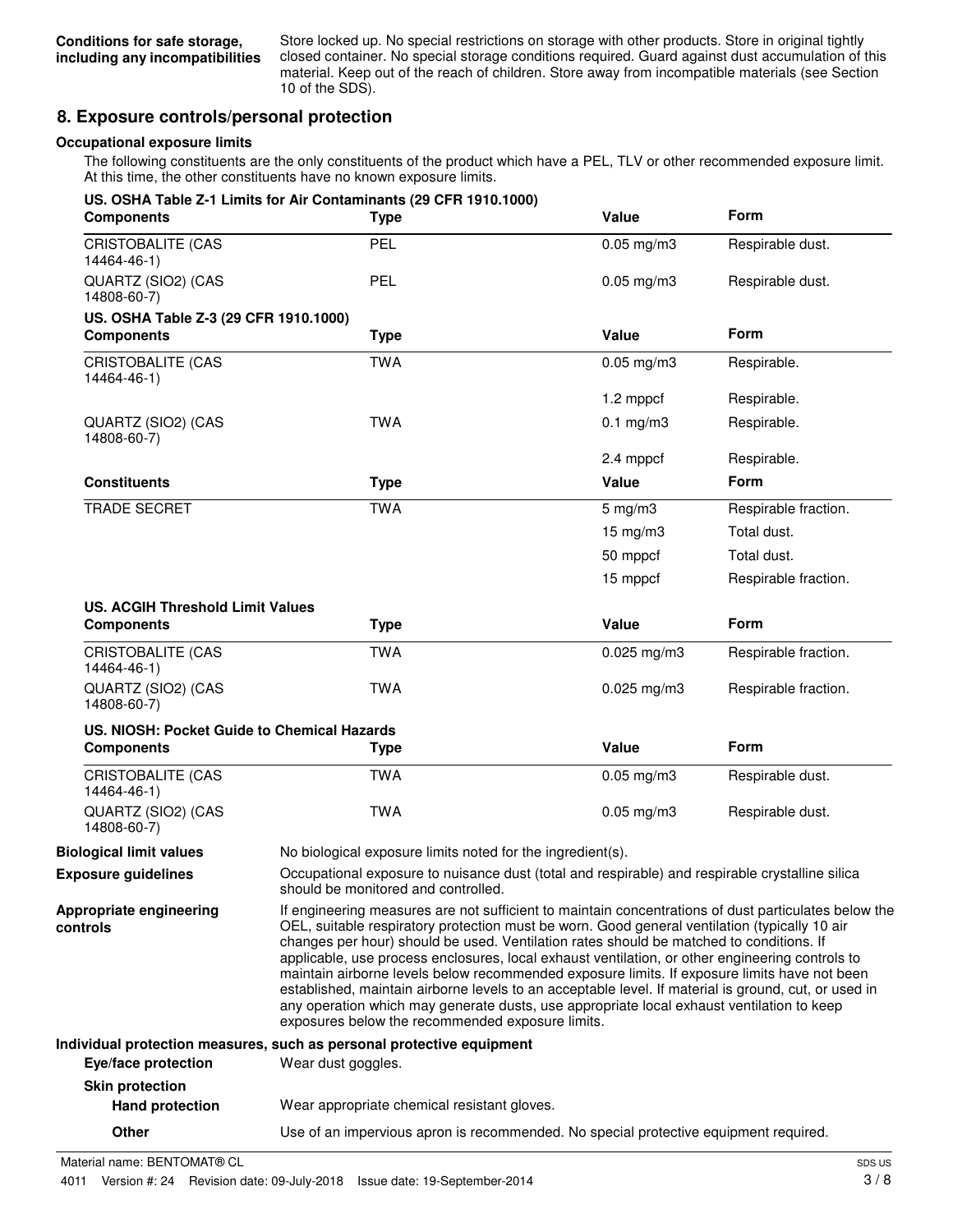**Conditions for safe storage, including any incompatibilities**

Store locked up. No special restrictions on storage with other products. Store in original tightly closed container. No special storage conditions required. Guard against dust accumulation of this material. Keep out of the reach of children. Store away from incompatible materials (see Section 10 of the SDS).

## 8. Exposure controls/personal protection

### Occupational exposure limits

The following constituents are the only constituents of the product which have a PEL, TLV or other recommended exposure limit. At this time, the other constituents have no known exposure limits.

**US. OSHA Table Z-1 Limits for Air Contaminants (29 CFR 1910.1000)**

| Components | Type | Value | Form |
|---|---|---|---|
| CRISTOBALITE (CAS 14464-46-1) | PEL | 0.05 mg/m3 | Respirable dust. |
| QUARTZ (SIO2) (CAS 14808-60-7) | PEL | 0.05 mg/m3 | Respirable dust. |

**US. OSHA Table Z-3 (29 CFR 1910.1000)**

| Components | Type | Value | Form |
|---|---|---|---|
| CRISTOBALITE (CAS 14464-46-1) | TWA | 0.05 mg/m3 | Respirable. |
| | | 1.2 mppcf | Respirable. |
| QUARTZ (SIO2) (CAS 14808-60-7) | TWA | 0.1 mg/m3 | Respirable. |
| | | 2.4 mppcf | Respirable. |

| Constituents | Type | Value | Form |
|---|---|---|---|
| TRADE SECRET | TWA | 5 mg/m3 | Respirable fraction. |
| | | 15 mg/m3 | Total dust. |
| | | 50 mppcf | Total dust. |
| | | 15 mppcf | Respirable fraction. |

**US. ACGIH Threshold Limit Values**

| Components | Type | Value | Form |
|---|---|---|---|
| CRISTOBALITE (CAS 14464-46-1) | TWA | 0.025 mg/m3 | Respirable fraction. |
| QUARTZ (SIO2) (CAS 14808-60-7) | TWA | 0.025 mg/m3 | Respirable fraction. |

**US. NIOSH: Pocket Guide to Chemical Hazards**

| Components | Type | Value | Form |
|---|---|---|---|
| CRISTOBALITE (CAS 14464-46-1) | TWA | 0.05 mg/m3 | Respirable dust. |
| QUARTZ (SIO2) (CAS 14808-60-7) | TWA | 0.05 mg/m3 | Respirable dust. |

**Biological limit values**

No biological exposure limits noted for the ingredient(s).

**Exposure guidelines**

Occupational exposure to nuisance dust (total and respirable) and respirable crystalline silica should be monitored and controlled.

**Appropriate engineering controls**

If engineering measures are not sufficient to maintain concentrations of dust particulates below the OEL, suitable respiratory protection must be worn. Good general ventilation (typically 10 air changes per hour) should be used. Ventilation rates should be matched to conditions. If applicable, use process enclosures, local exhaust ventilation, or other engineering controls to maintain airborne levels below recommended exposure limits. If exposure limits have not been established, maintain airborne levels to an acceptable level. If material is ground, cut, or used in any operation which may generate dusts, use appropriate local exhaust ventilation to keep exposures below the recommended exposure limits.

### Individual protection measures, such as personal protective equipment

**Eye/face protection**

Wear dust goggles.

**Skin protection**

**Hand protection**

Wear appropriate chemical resistant gloves.

**Other**

Use of an impervious apron is recommended. No special protective equipment required.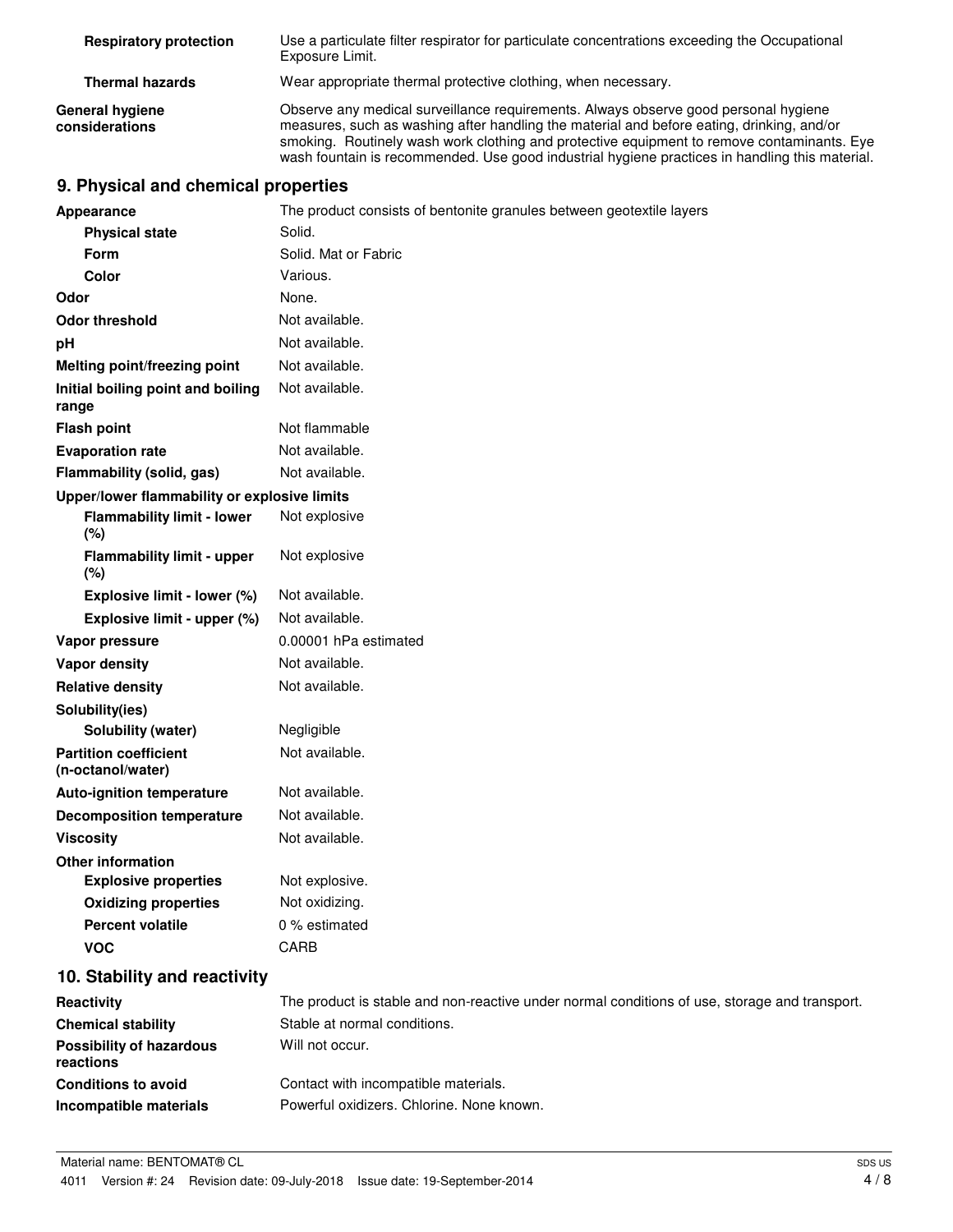| | |
|---|---|
| **Respiratory protection** | Use a particulate filter respirator for particulate concentrations exceeding the Occupational Exposure Limit. |
| **Thermal hazards** | Wear appropriate thermal protective clothing, when necessary. |
| **General hygiene considerations** | Observe any medical surveillance requirements. Always observe good personal hygiene measures, such as washing after handling the material and before eating, drinking, and/or smoking. Routinely wash work clothing and protective equipment to remove contaminants. Eye wash fountain is recommended. Use good industrial hygiene practices in handling this material. |

## 9. Physical and chemical properties

| | |
|---|---|
| **Appearance** | The product consists of bentonite granules between geotextile layers |
| **Physical state** | Solid. |
| **Form** | Solid. Mat or Fabric |
| **Color** | Various. |
| **Odor** | None. |
| **Odor threshold** | Not available. |
| **pH** | Not available. |
| **Melting point/freezing point** | Not available. |
| **Initial boiling point and boiling range** | Not available. |
| **Flash point** | Not flammable |
| **Evaporation rate** | Not available. |
| **Flammability (solid, gas)** | Not available. |
| **Upper/lower flammability or explosive limits** | |
| **Flammability limit - lower (%)** | Not explosive |
| **Flammability limit - upper (%)** | Not explosive |
| **Explosive limit - lower (%)** | Not available. |
| **Explosive limit - upper (%)** | Not available. |
| **Vapor pressure** | 0.00001 hPa estimated |
| **Vapor density** | Not available. |
| **Relative density** | Not available. |
| **Solubility(ies)** | |
| **Solubility (water)** | Negligible |
| **Partition coefficient (n-octanol/water)** | Not available. |
| **Auto-ignition temperature** | Not available. |
| **Decomposition temperature** | Not available. |
| **Viscosity** | Not available. |
| **Other information** | |
| **Explosive properties** | Not explosive. |
| **Oxidizing properties** | Not oxidizing. |
| **Percent volatile** | 0 % estimated |
| **VOC** | CARB |

## 10. Stability and reactivity

| | |
|---|---|
| **Reactivity** | The product is stable and non-reactive under normal conditions of use, storage and transport. |
| **Chemical stability** | Stable at normal conditions. |
| **Possibility of hazardous reactions** | Will not occur. |
| **Conditions to avoid** | Contact with incompatible materials. |
| **Incompatible materials** | Powerful oxidizers. Chlorine. None known. |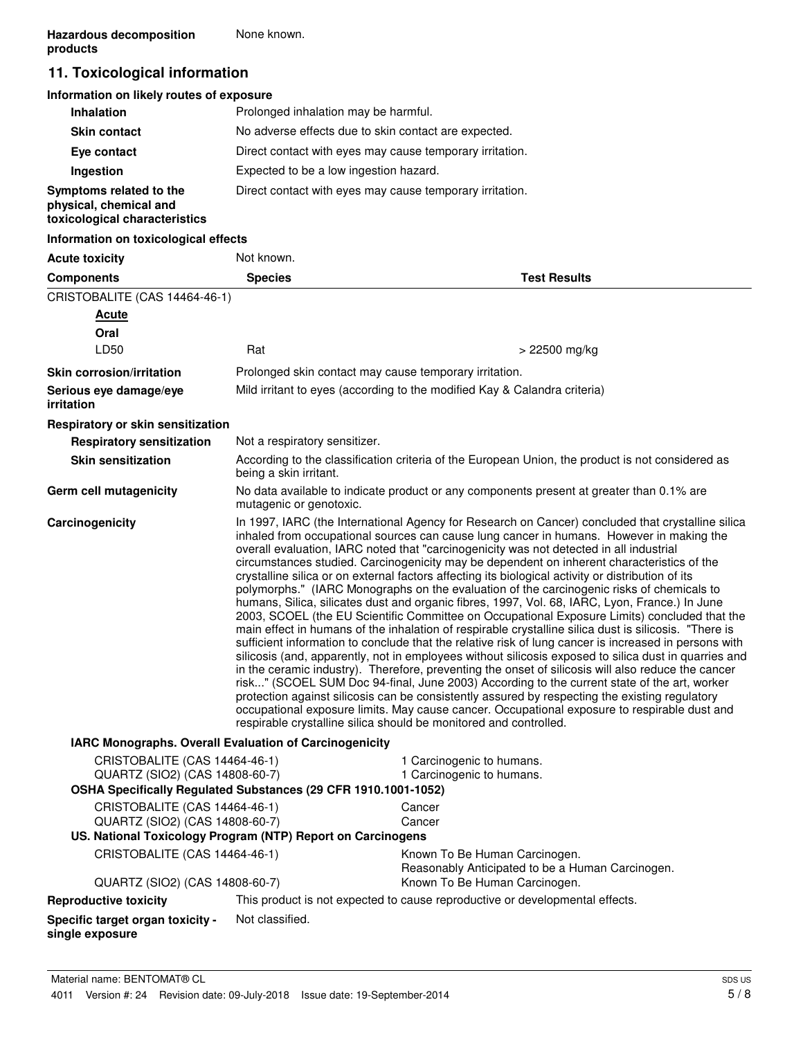| | |
|---|---|
| **Hazardous decomposition products** | None known. |

## 11. Toxicological information

### Information on likely routes of exposure

| | |
|---|---|
| **Inhalation** | Prolonged inhalation may be harmful. |
| **Skin contact** | No adverse effects due to skin contact are expected. |
| **Eye contact** | Direct contact with eyes may cause temporary irritation. |
| **Ingestion** | Expected to be a low ingestion hazard. |
| **Symptoms related to the physical, chemical and toxicological characteristics** | Direct contact with eyes may cause temporary irritation. |

### Information on toxicological effects

**Acute toxicity** Not known.

| Components | Species | Test Results |
|---|---|---|
| CRISTOBALITE (CAS 14464-46-1) | | |
| ***Acute*** | | |
| **Oral** | | |
| LD50 | Rat | > 22500 mg/kg |

| | |
|---|---|
| **Skin corrosion/irritation** | Prolonged skin contact may cause temporary irritation. |
| **Serious eye damage/eye irritation** | Mild irritant to eyes (according to the modified Kay & Calandra criteria) |
| **Respiratory or skin sensitization** | |
| **Respiratory sensitization** | Not a respiratory sensitizer. |
| **Skin sensitization** | According to the classification criteria of the European Union, the product is not considered as being a skin irritant. |
| **Germ cell mutagenicity** | No data available to indicate product or any components present at greater than 0.1% are mutagenic or genotoxic. |
| **Carcinogenicity** | In 1997, IARC (the International Agency for Research on Cancer) concluded that crystalline silica inhaled from occupational sources can cause lung cancer in humans. However in making the overall evaluation, IARC noted that "carcinogenicity was not detected in all industrial circumstances studied. Carcinogenicity may be dependent on inherent characteristics of the crystalline silica or on external factors affecting its biological activity or distribution of its polymorphs." (IARC Monographs on the evaluation of the carcinogenic risks of chemicals to humans, Silica, silicates dust and organic fibres, 1997, Vol. 68, IARC, Lyon, France.) In June 2003, SCOEL (the EU Scientific Committee on Occupational Exposure Limits) concluded that the main effect in humans of the inhalation of respirable crystalline silica dust is silicosis. "There is sufficient information to conclude that the relative risk of lung cancer is increased in persons with silicosis (and, apparently, not in employees without silicosis exposed to silica dust in quarries and in the ceramic industry). Therefore, preventing the onset of silicosis will also reduce the cancer risk..." (SCOEL SUM Doc 94-final, June 2003) According to the current state of the art, worker protection against silicosis can be consistently assured by respecting the existing regulatory occupational exposure limits. May cause cancer. Occupational exposure to respirable dust and respirable crystalline silica should be monitored and controlled. |

**IARC Monographs. Overall Evaluation of Carcinogenicity**

| | |
|---|---|
| CRISTOBALITE (CAS 14464-46-1) | 1 Carcinogenic to humans. |
| QUARTZ (SIO2) (CAS 14808-60-7) | 1 Carcinogenic to humans. |

**OSHA Specifically Regulated Substances (29 CFR 1910.1001-1052)**

| | |
|---|---|
| CRISTOBALITE (CAS 14464-46-1) | Cancer |
| QUARTZ (SIO2) (CAS 14808-60-7) | Cancer |

**US. National Toxicology Program (NTP) Report on Carcinogens**

| | |
|---|---|
| CRISTOBALITE (CAS 14464-46-1) | Known To Be Human Carcinogen.<br>Reasonably Anticipated to be a Human Carcinogen. |
| QUARTZ (SIO2) (CAS 14808-60-7) | Known To Be Human Carcinogen. |

| | |
|---|---|
| **Reproductive toxicity** | This product is not expected to cause reproductive or developmental effects. |
| **Specific target organ toxicity - single exposure** | Not classified. |

Material name: BENTOMAT® CL

4011 Version #: 24 Revision date: 09-July-2018 Issue date: 19-September-2014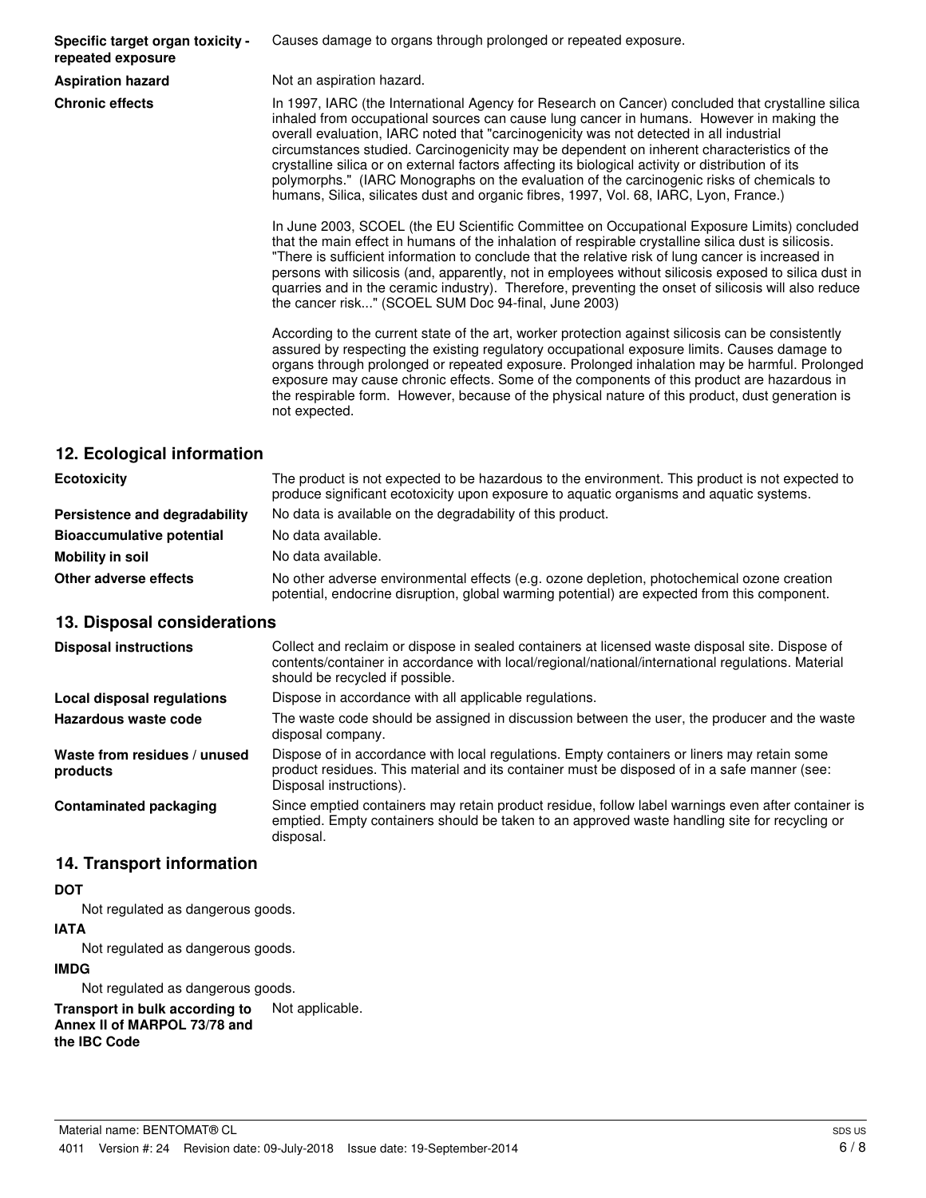| | |
|---|---|
| **Specific target organ toxicity - repeated exposure** | Causes damage to organs through prolonged or repeated exposure. |
| **Aspiration hazard** | Not an aspiration hazard. |
| **Chronic effects** | In 1997, IARC (the International Agency for Research on Cancer) concluded that crystalline silica inhaled from occupational sources can cause lung cancer in humans. However in making the overall evaluation, IARC noted that "carcinogenicity was not detected in all industrial circumstances studied. Carcinogenicity may be dependent on inherent characteristics of the crystalline silica or on external factors affecting its biological activity or distribution of its polymorphs." (IARC Monographs on the evaluation of the carcinogenic risks of chemicals to humans, Silica, silicates dust and organic fibres, 1997, Vol. 68, IARC, Lyon, France.)<br><br>In June 2003, SCOEL (the EU Scientific Committee on Occupational Exposure Limits) concluded that the main effect in humans of the inhalation of respirable crystalline silica dust is silicosis. "There is sufficient information to conclude that the relative risk of lung cancer is increased in persons with silicosis (and, apparently, not in employees without silicosis exposed to silica dust in quarries and in the ceramic industry). Therefore, preventing the onset of silicosis will also reduce the cancer risk..." (SCOEL SUM Doc 94-final, June 2003)<br><br>According to the current state of the art, worker protection against silicosis can be consistently assured by respecting the existing regulatory occupational exposure limits. Causes damage to organs through prolonged or repeated exposure. Prolonged inhalation may be harmful. Prolonged exposure may cause chronic effects. Some of the components of this product are hazardous in the respirable form. However, because of the physical nature of this product, dust generation is not expected. |

## 12. Ecological information

| | |
|---|---|
| **Ecotoxicity** | The product is not expected to be hazardous to the environment. This product is not expected to produce significant ecotoxicity upon exposure to aquatic organisms and aquatic systems. |
| **Persistence and degradability** | No data is available on the degradability of this product. |
| **Bioaccumulative potential** | No data available. |
| **Mobility in soil** | No data available. |
| **Other adverse effects** | No other adverse environmental effects (e.g. ozone depletion, photochemical ozone creation potential, endocrine disruption, global warming potential) are expected from this component. |

## 13. Disposal considerations

| | |
|---|---|
| **Disposal instructions** | Collect and reclaim or dispose in sealed containers at licensed waste disposal site. Dispose of contents/container in accordance with local/regional/national/international regulations. Material should be recycled if possible. |
| **Local disposal regulations** | Dispose in accordance with all applicable regulations. |
| **Hazardous waste code** | The waste code should be assigned in discussion between the user, the producer and the waste disposal company. |
| **Waste from residues / unused products** | Dispose of in accordance with local regulations. Empty containers or liners may retain some product residues. This material and its container must be disposed of in a safe manner (see: Disposal instructions). |
| **Contaminated packaging** | Since emptied containers may retain product residue, follow label warnings even after container is emptied. Empty containers should be taken to an approved waste handling site for recycling or disposal. |

## 14. Transport information

**DOT**

Not regulated as dangerous goods.

**IATA**

Not regulated as dangerous goods.

**IMDG**

Not regulated as dangerous goods.

| | |
|---|---|
| **Transport in bulk according to Annex II of MARPOL 73/78 and the IBC Code** | Not applicable. |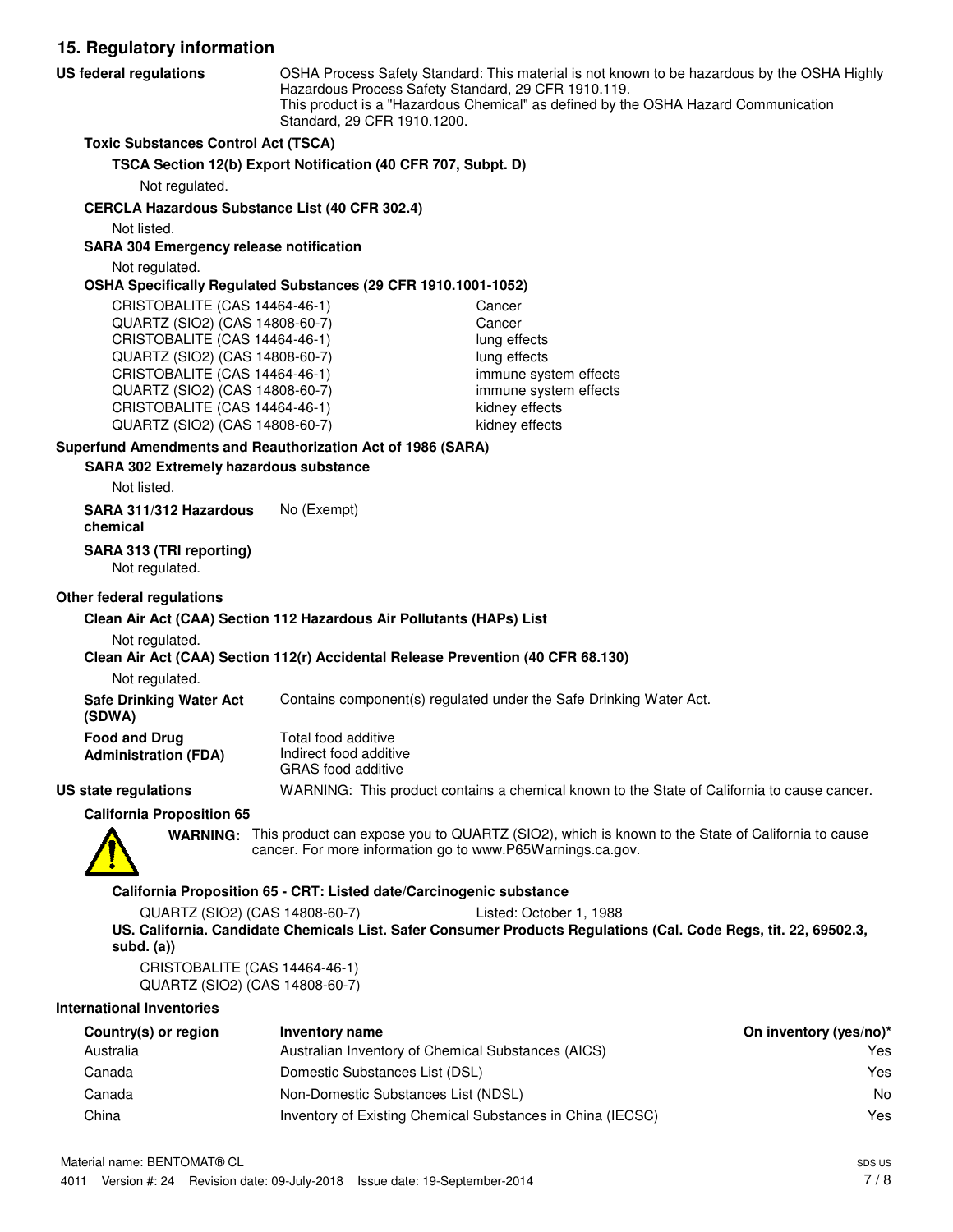## 15. Regulatory information

**US federal regulations** OSHA Process Safety Standard: This material is not known to be hazardous by the OSHA Highly Hazardous Process Safety Standard, 29 CFR 1910.119.
This product is a "Hazardous Chemical" as defined by the OSHA Hazard Communication Standard, 29 CFR 1910.1200.

**Toxic Substances Control Act (TSCA)**

**TSCA Section 12(b) Export Notification (40 CFR 707, Subpt. D)**

Not regulated.

**CERCLA Hazardous Substance List (40 CFR 302.4)**

Not listed.

**SARA 304 Emergency release notification**

Not regulated.

**OSHA Specifically Regulated Substances (29 CFR 1910.1001-1052)**

| | |
|---|---|
| CRISTOBALITE (CAS 14464-46-1) | Cancer |
| QUARTZ (SIO2) (CAS 14808-60-7) | Cancer |
| CRISTOBALITE (CAS 14464-46-1) | lung effects |
| QUARTZ (SIO2) (CAS 14808-60-7) | lung effects |
| CRISTOBALITE (CAS 14464-46-1) | immune system effects |
| QUARTZ (SIO2) (CAS 14808-60-7) | immune system effects |
| CRISTOBALITE (CAS 14464-46-1) | kidney effects |
| QUARTZ (SIO2) (CAS 14808-60-7) | kidney effects |

**Superfund Amendments and Reauthorization Act of 1986 (SARA)**

**SARA 302 Extremely hazardous substance**

Not listed.

**SARA 311/312 Hazardous chemical** No (Exempt)

**SARA 313 (TRI reporting)**
Not regulated.

**Other federal regulations**

**Clean Air Act (CAA) Section 112 Hazardous Air Pollutants (HAPs) List**

Not regulated.

**Clean Air Act (CAA) Section 112(r) Accidental Release Prevention (40 CFR 68.130)**

Not regulated.

**Safe Drinking Water Act (SDWA)** Contains component(s) regulated under the Safe Drinking Water Act.

**Food and Drug Administration (FDA)** Total food additive
Indirect food additive
GRAS food additive

**US state regulations** WARNING: This product contains a chemical known to the State of California to cause cancer.

**California Proposition 65**

**WARNING:** This product can expose you to QUARTZ (SIO2), which is known to the State of California to cause cancer. For more information go to www.P65Warnings.ca.gov.

**California Proposition 65 - CRT: Listed date/Carcinogenic substance**

QUARTZ (SIO2) (CAS 14808-60-7) Listed: October 1, 1988

**US. California. Candidate Chemicals List. Safer Consumer Products Regulations (Cal. Code Regs, tit. 22, 69502.3, subd. (a))**

CRISTOBALITE (CAS 14464-46-1)
QUARTZ (SIO2) (CAS 14808-60-7)

**International Inventories**

| Country(s) or region | Inventory name | On inventory (yes/no)* |
|---|---|---|
| Australia | Australian Inventory of Chemical Substances (AICS) | Yes |
| Canada | Domestic Substances List (DSL) | Yes |
| Canada | Non-Domestic Substances List (NDSL) | No |
| China | Inventory of Existing Chemical Substances in China (IECSC) | Yes |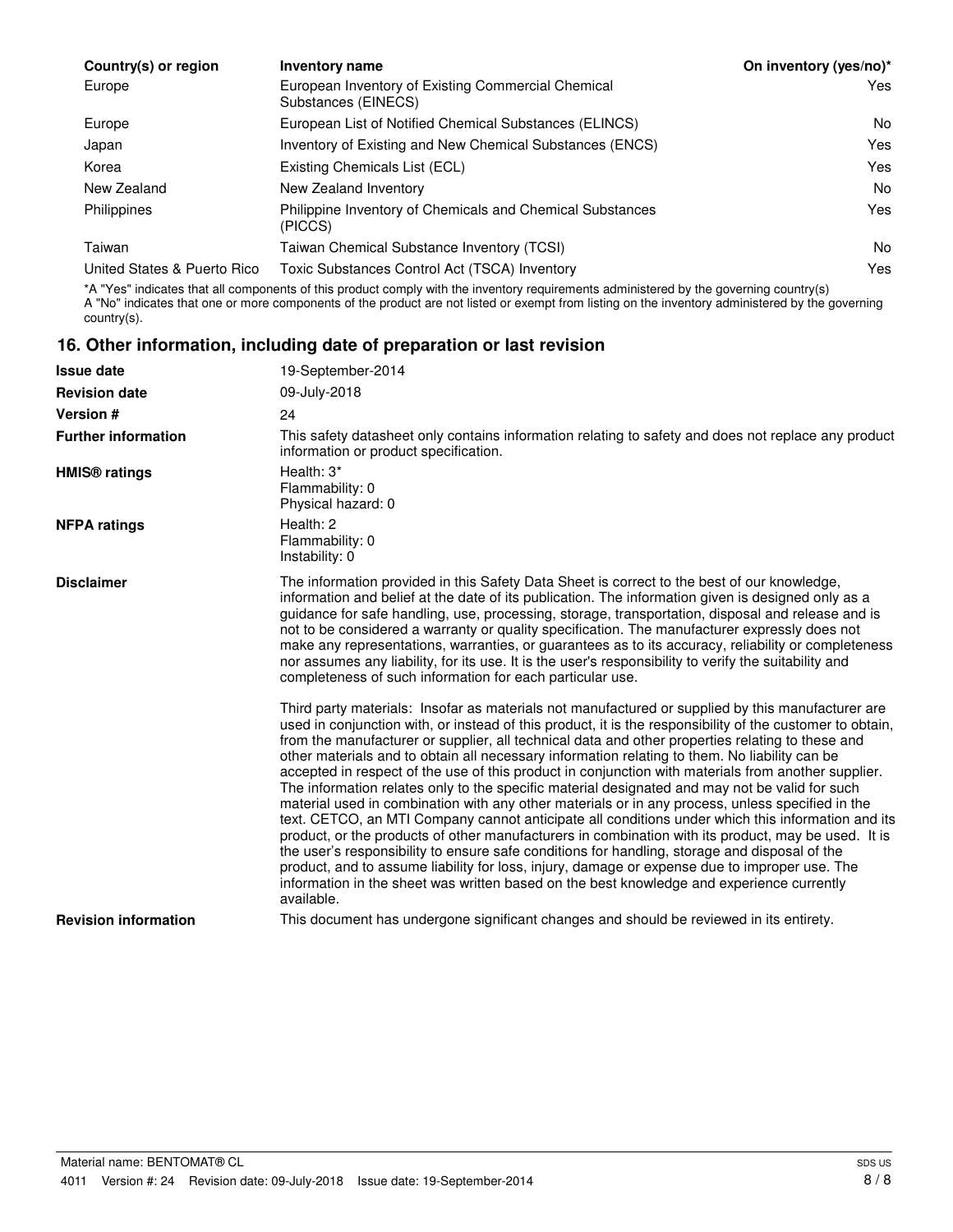| Country(s) or region | Inventory name | On inventory (yes/no)* |
| --- | --- | --- |
| Europe | European Inventory of Existing Commercial Chemical Substances (EINECS) | Yes |
| Europe | European List of Notified Chemical Substances (ELINCS) | No |
| Japan | Inventory of Existing and New Chemical Substances (ENCS) | Yes |
| Korea | Existing Chemicals List (ECL) | Yes |
| New Zealand | New Zealand Inventory | No |
| Philippines | Philippine Inventory of Chemicals and Chemical Substances (PICCS) | Yes |
| Taiwan | Taiwan Chemical Substance Inventory (TCSI) | No |
| United States & Puerto Rico | Toxic Substances Control Act (TSCA) Inventory | Yes |

*A "Yes" indicates that all components of this product comply with the inventory requirements administered by the governing country(s)
A "No" indicates that one or more components of the product are not listed or exempt from listing on the inventory administered by the governing country(s).

## 16. Other information, including date of preparation or last revision

**Issue date** 19-September-2014

**Revision date** 09-July-2018

**Version #** 24

**Further information** This safety datasheet only contains information relating to safety and does not replace any product information or product specification.

**HMIS® ratings**
Health: 3*
Flammability: 0
Physical hazard: 0

**NFPA ratings**
Health: 2
Flammability: 0
Instability: 0

**Disclaimer**

The information provided in this Safety Data Sheet is correct to the best of our knowledge, information and belief at the date of its publication. The information given is designed only as a guidance for safe handling, use, processing, storage, transportation, disposal and release and is not to be considered a warranty or quality specification. The manufacturer expressly does not make any representations, warranties, or guarantees as to its accuracy, reliability or completeness nor assumes any liability, for its use. It is the user's responsibility to verify the suitability and completeness of such information for each particular use.

Third party materials: Insofar as materials not manufactured or supplied by this manufacturer are used in conjunction with, or instead of this product, it is the responsibility of the customer to obtain, from the manufacturer or supplier, all technical data and other properties relating to these and other materials and to obtain all necessary information relating to them. No liability can be accepted in respect of the use of this product in conjunction with materials from another supplier. The information relates only to the specific material designated and may not be valid for such material used in combination with any other materials or in any process, unless specified in the text. CETCO, an MTI Company cannot anticipate all conditions under which this information and its product, or the products of other manufacturers in combination with its product, may be used. It is the user's responsibility to ensure safe conditions for handling, storage and disposal of the product, and to assume liability for loss, injury, damage or expense due to improper use. The information in the sheet was written based on the best knowledge and experience currently available.

**Revision information** This document has undergone significant changes and should be reviewed in its entirety.